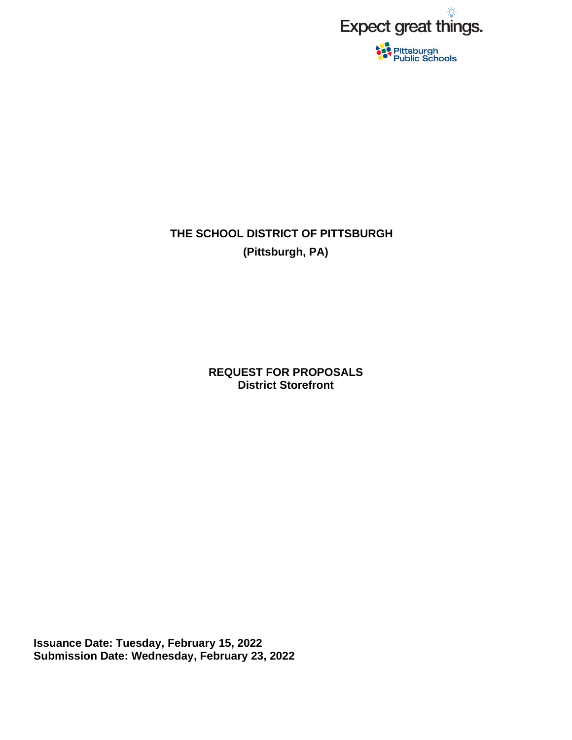Expect great things.

Pittsburgh Public Schools

# THE SCHOOL DISTRICT OF PITTSBURGH

**(Pittsburgh, PA)**

## REQUEST FOR PROPOSALS

**District Storefront**

**Issuance Date: Tuesday, February 15, 2022**
**Submission Date: Wednesday, February 23, 2022**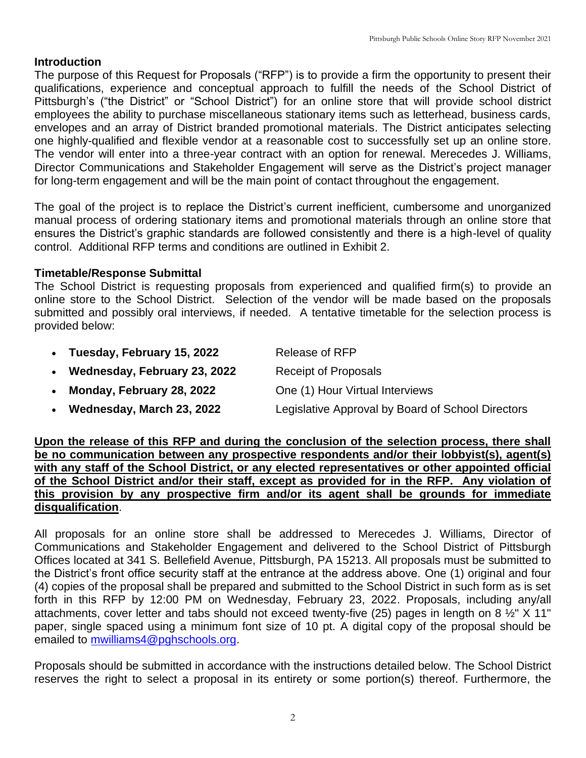## Introduction

The purpose of this Request for Proposals ("RFP") is to provide a firm the opportunity to present their qualifications, experience and conceptual approach to fulfill the needs of the School District of Pittsburgh's ("the District" or "School District") for an online store that will provide school district employees the ability to purchase miscellaneous stationary items such as letterhead, business cards, envelopes and an array of District branded promotional materials. The District anticipates selecting one highly-qualified and flexible vendor at a reasonable cost to successfully set up an online store. The vendor will enter into a three-year contract with an option for renewal. Merecedes J. Williams, Director Communications and Stakeholder Engagement will serve as the District's project manager for long-term engagement and will be the main point of contact throughout the engagement.

The goal of the project is to replace the District's current inefficient, cumbersome and unorganized manual process of ordering stationary items and promotional materials through an online store that ensures the District's graphic standards are followed consistently and there is a high-level of quality control. Additional RFP terms and conditions are outlined in Exhibit 2.

## Timetable/Response Submittal

The School District is requesting proposals from experienced and qualified firm(s) to provide an online store to the School District. Selection of the vendor will be made based on the proposals submitted and possibly oral interviews, if needed. A tentative timetable for the selection process is provided below:

- **Tuesday, February 15, 2022** Release of RFP
- **Wednesday, February 23, 2022** Receipt of Proposals
- **Monday, February 28, 2022** One (1) Hour Virtual Interviews
- **Wednesday, March 23, 2022** Legislative Approval by Board of School Directors

**Upon the release of this RFP and during the conclusion of the selection process, there shall be no communication between any prospective respondents and/or their lobbyist(s), agent(s) with any staff of the School District, or any elected representatives or other appointed official of the School District and/or their staff, except as provided for in the RFP. Any violation of this provision by any prospective firm and/or its agent shall be grounds for immediate disqualification**.

All proposals for an online store shall be addressed to Merecedes J. Williams, Director of Communications and Stakeholder Engagement and delivered to the School District of Pittsburgh Offices located at 341 S. Bellefield Avenue, Pittsburgh, PA 15213. All proposals must be submitted to the District's front office security staff at the entrance at the address above. One (1) original and four (4) copies of the proposal shall be prepared and submitted to the School District in such form as is set forth in this RFP by 12:00 PM on Wednesday, February 23, 2022. Proposals, including any/all attachments, cover letter and tabs should not exceed twenty-five (25) pages in length on 8 ½" X 11" paper, single spaced using a minimum font size of 10 pt. A digital copy of the proposal should be emailed to mwilliams4@pghschools.org.

Proposals should be submitted in accordance with the instructions detailed below. The School District reserves the right to select a proposal in its entirety or some portion(s) thereof. Furthermore, the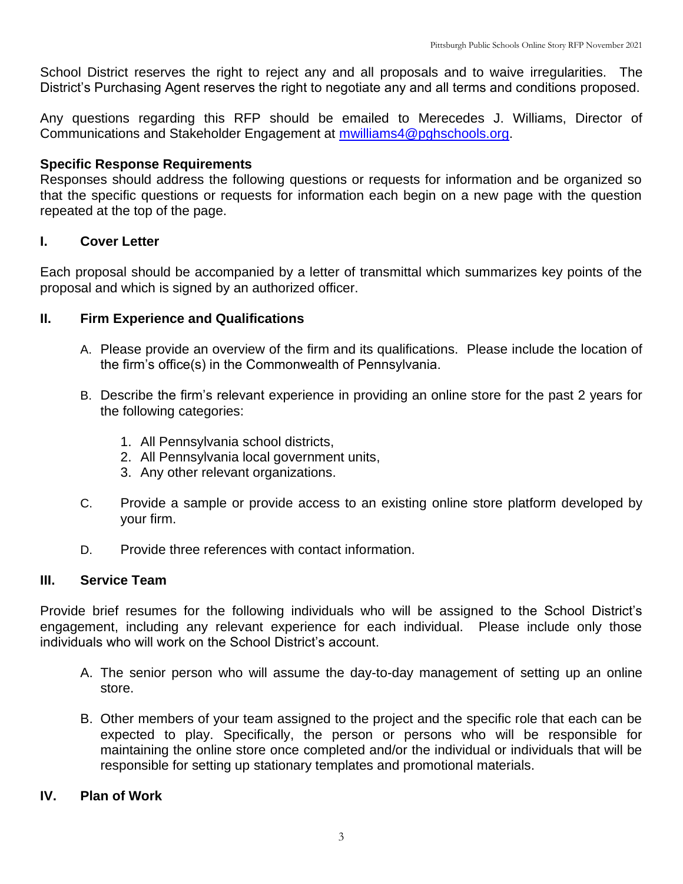School District reserves the right to reject any and all proposals and to waive irregularities. The District's Purchasing Agent reserves the right to negotiate any and all terms and conditions proposed.

Any questions regarding this RFP should be emailed to Merecedes J. Williams, Director of Communications and Stakeholder Engagement at [mwilliams4@pghschools.org](mailto:mwilliams4@pghschools.org).

**Specific Response Requirements**

Responses should address the following questions or requests for information and be organized so that the specific questions or requests for information each begin on a new page with the question repeated at the top of the page.

## I. Cover Letter

Each proposal should be accompanied by a letter of transmittal which summarizes key points of the proposal and which is signed by an authorized officer.

## II. Firm Experience and Qualifications

A. Please provide an overview of the firm and its qualifications. Please include the location of the firm's office(s) in the Commonwealth of Pennsylvania.

B. Describe the firm's relevant experience in providing an online store for the past 2 years for the following categories:

1. All Pennsylvania school districts,
2. All Pennsylvania local government units,
3. Any other relevant organizations.

C. Provide a sample or provide access to an existing online store platform developed by your firm.

D. Provide three references with contact information.

## III. Service Team

Provide brief resumes for the following individuals who will be assigned to the School District's engagement, including any relevant experience for each individual. Please include only those individuals who will work on the School District's account.

A. The senior person who will assume the day-to-day management of setting up an online store.

B. Other members of your team assigned to the project and the specific role that each can be expected to play. Specifically, the person or persons who will be responsible for maintaining the online store once completed and/or the individual or individuals that will be responsible for setting up stationary templates and promotional materials.

## IV. Plan of Work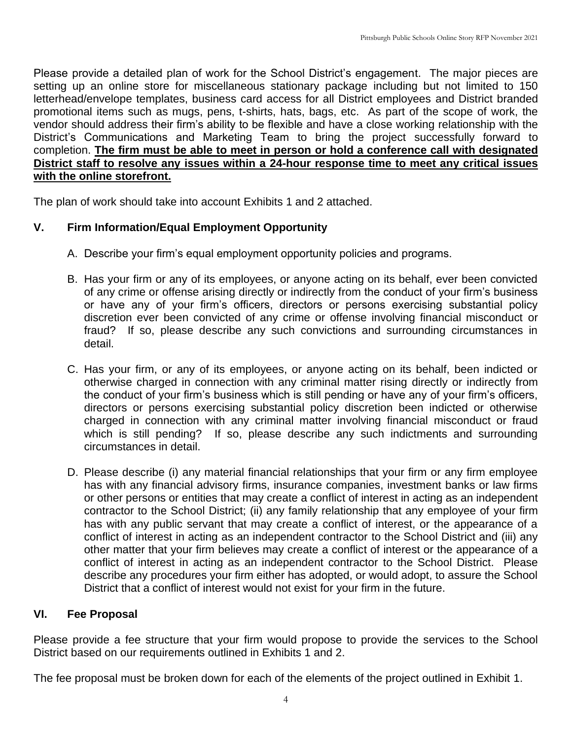Please provide a detailed plan of work for the School District's engagement. The major pieces are setting up an online store for miscellaneous stationary package including but not limited to 150 letterhead/envelope templates, business card access for all District employees and District branded promotional items such as mugs, pens, t-shirts, hats, bags, etc. As part of the scope of work, the vendor should address their firm's ability to be flexible and have a close working relationship with the District's Communications and Marketing Team to bring the project successfully forward to completion. **<u>The firm must be able to meet in person or hold a conference call with designated District staff to resolve any issues within a 24-hour response time to meet any critical issues with the online storefront.</u>**

The plan of work should take into account Exhibits 1 and 2 attached.

## V. Firm Information/Equal Employment Opportunity

A. Describe your firm's equal employment opportunity policies and programs.

B. Has your firm or any of its employees, or anyone acting on its behalf, ever been convicted of any crime or offense arising directly or indirectly from the conduct of your firm's business or have any of your firm's officers, directors or persons exercising substantial policy discretion ever been convicted of any crime or offense involving financial misconduct or fraud? If so, please describe any such convictions and surrounding circumstances in detail.

C. Has your firm, or any of its employees, or anyone acting on its behalf, been indicted or otherwise charged in connection with any criminal matter rising directly or indirectly from the conduct of your firm's business which is still pending or have any of your firm's officers, directors or persons exercising substantial policy discretion been indicted or otherwise charged in connection with any criminal matter involving financial misconduct or fraud which is still pending? If so, please describe any such indictments and surrounding circumstances in detail.

D. Please describe (i) any material financial relationships that your firm or any firm employee has with any financial advisory firms, insurance companies, investment banks or law firms or other persons or entities that may create a conflict of interest in acting as an independent contractor to the School District; (ii) any family relationship that any employee of your firm has with any public servant that may create a conflict of interest, or the appearance of a conflict of interest in acting as an independent contractor to the School District and (iii) any other matter that your firm believes may create a conflict of interest or the appearance of a conflict of interest in acting as an independent contractor to the School District. Please describe any procedures your firm either has adopted, or would adopt, to assure the School District that a conflict of interest would not exist for your firm in the future.

## VI. Fee Proposal

Please provide a fee structure that your firm would propose to provide the services to the School District based on our requirements outlined in Exhibits 1 and 2.

The fee proposal must be broken down for each of the elements of the project outlined in Exhibit 1.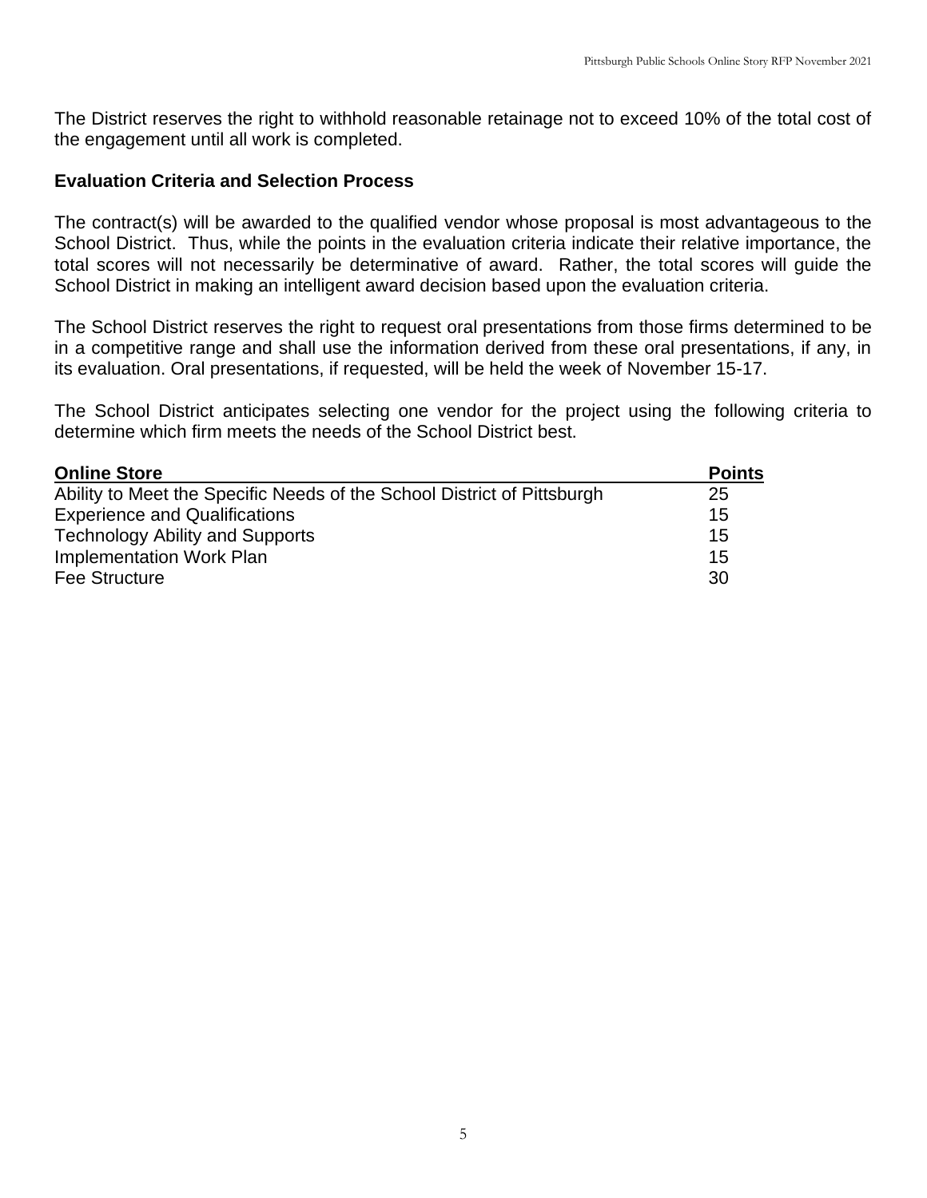The District reserves the right to withhold reasonable retainage not to exceed 10% of the total cost of the engagement until all work is completed.

**Evaluation Criteria and Selection Process**

The contract(s) will be awarded to the qualified vendor whose proposal is most advantageous to the School District. Thus, while the points in the evaluation criteria indicate their relative importance, the total scores will not necessarily be determinative of award. Rather, the total scores will guide the School District in making an intelligent award decision based upon the evaluation criteria.

The School District reserves the right to request oral presentations from those firms determined to be in a competitive range and shall use the information derived from these oral presentations, if any, in its evaluation. Oral presentations, if requested, will be held the week of November 15-17.

The School District anticipates selecting one vendor for the project using the following criteria to determine which firm meets the needs of the School District best.

| **Online Store** | **Points** |
|---|---|
| Ability to Meet the Specific Needs of the School District of Pittsburgh | 25 |
| Experience and Qualifications | 15 |
| Technology Ability and Supports | 15 |
| Implementation Work Plan | 15 |
| Fee Structure | 30 |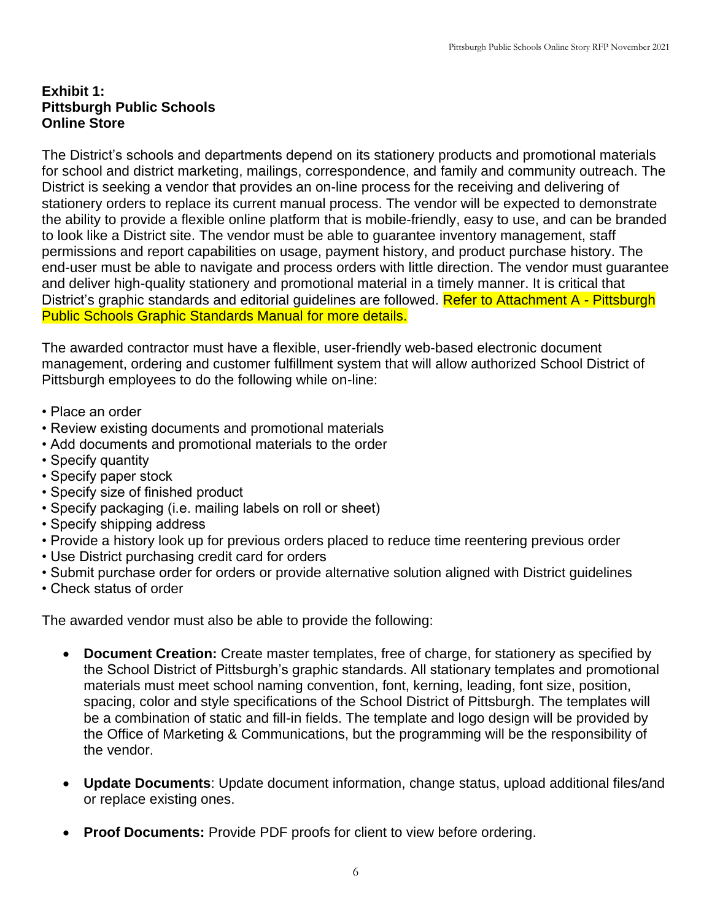**Exhibit 1:**
**Pittsburgh Public Schools**
**Online Store**

The District's schools and departments depend on its stationery products and promotional materials for school and district marketing, mailings, correspondence, and family and community outreach. The District is seeking a vendor that provides an on-line process for the receiving and delivering of stationery orders to replace its current manual process. The vendor will be expected to demonstrate the ability to provide a flexible online platform that is mobile-friendly, easy to use, and can be branded to look like a District site. The vendor must be able to guarantee inventory management, staff permissions and report capabilities on usage, payment history, and product purchase history. The end-user must be able to navigate and process orders with little direction. The vendor must guarantee and deliver high-quality stationery and promotional material in a timely manner. It is critical that District's graphic standards and editorial guidelines are followed. Refer to Attachment A - Pittsburgh Public Schools Graphic Standards Manual for more details.

The awarded contractor must have a flexible, user-friendly web-based electronic document management, ordering and customer fulfillment system that will allow authorized School District of Pittsburgh employees to do the following while on-line:

- Place an order
- Review existing documents and promotional materials
- Add documents and promotional materials to the order
- Specify quantity
- Specify paper stock
- Specify size of finished product
- Specify packaging (i.e. mailing labels on roll or sheet)
- Specify shipping address
- Provide a history look up for previous orders placed to reduce time reentering previous order
- Use District purchasing credit card for orders
- Submit purchase order for orders or provide alternative solution aligned with District guidelines
- Check status of order

The awarded vendor must also be able to provide the following:

- **Document Creation:** Create master templates, free of charge, for stationery as specified by the School District of Pittsburgh's graphic standards. All stationary templates and promotional materials must meet school naming convention, font, kerning, leading, font size, position, spacing, color and style specifications of the School District of Pittsburgh. The templates will be a combination of static and fill-in fields. The template and logo design will be provided by the Office of Marketing & Communications, but the programming will be the responsibility of the vendor.

- **Update Documents**: Update document information, change status, upload additional files/and or replace existing ones.

- **Proof Documents:** Provide PDF proofs for client to view before ordering.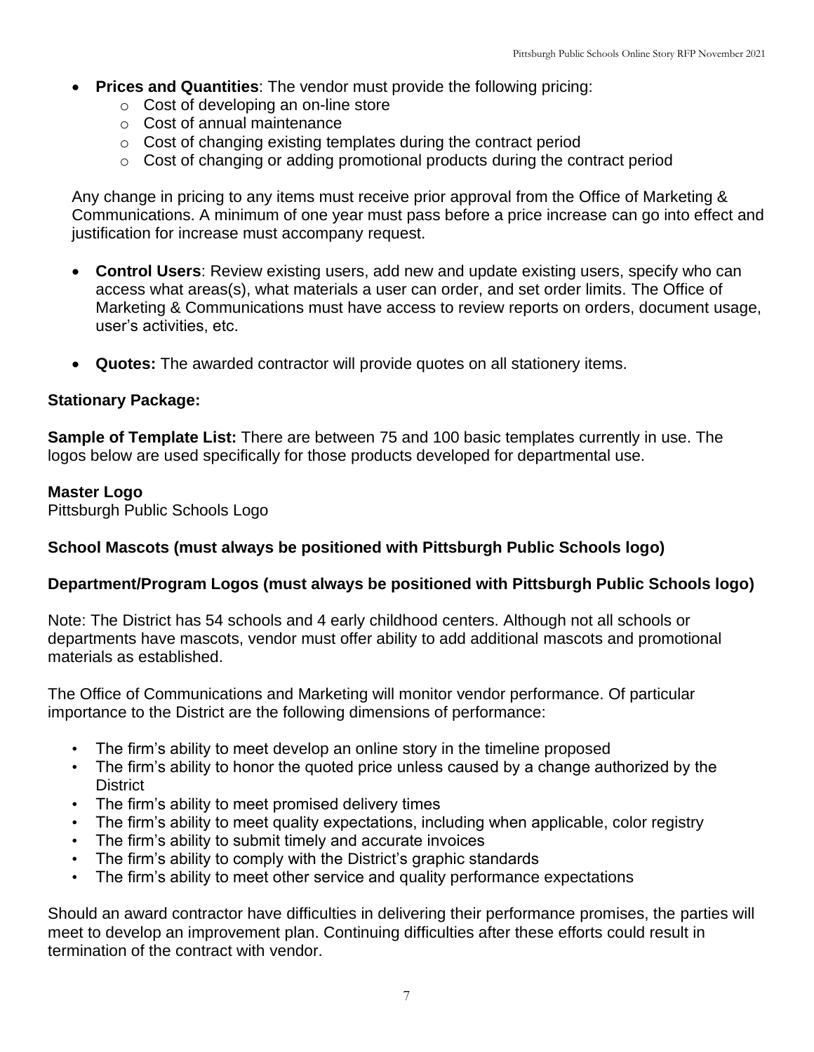- **Prices and Quantities**: The vendor must provide the following pricing:
  - Cost of developing an on-line store
  - Cost of annual maintenance
  - Cost of changing existing templates during the contract period
  - Cost of changing or adding promotional products during the contract period

  Any change in pricing to any items must receive prior approval from the Office of Marketing & Communications. A minimum of one year must pass before a price increase can go into effect and justification for increase must accompany request.

- **Control Users**: Review existing users, add new and update existing users, specify who can access what areas(s), what materials a user can order, and set order limits. The Office of Marketing & Communications must have access to review reports on orders, document usage, user's activities, etc.

- **Quotes:** The awarded contractor will provide quotes on all stationery items.

**Stationary Package:**

**Sample of Template List:** There are between 75 and 100 basic templates currently in use. The logos below are used specifically for those products developed for departmental use.

**Master Logo**
Pittsburgh Public Schools Logo

**School Mascots (must always be positioned with Pittsburgh Public Schools logo)**

**Department/Program Logos (must always be positioned with Pittsburgh Public Schools logo)**

Note: The District has 54 schools and 4 early childhood centers. Although not all schools or departments have mascots, vendor must offer ability to add additional mascots and promotional materials as established.

The Office of Communications and Marketing will monitor vendor performance. Of particular importance to the District are the following dimensions of performance:

- The firm's ability to meet develop an online story in the timeline proposed
- The firm's ability to honor the quoted price unless caused by a change authorized by the District
- The firm's ability to meet promised delivery times
- The firm's ability to meet quality expectations, including when applicable, color registry
- The firm's ability to submit timely and accurate invoices
- The firm's ability to comply with the District's graphic standards
- The firm's ability to meet other service and quality performance expectations

Should an award contractor have difficulties in delivering their performance promises, the parties will meet to develop an improvement plan. Continuing difficulties after these efforts could result in termination of the contract with vendor.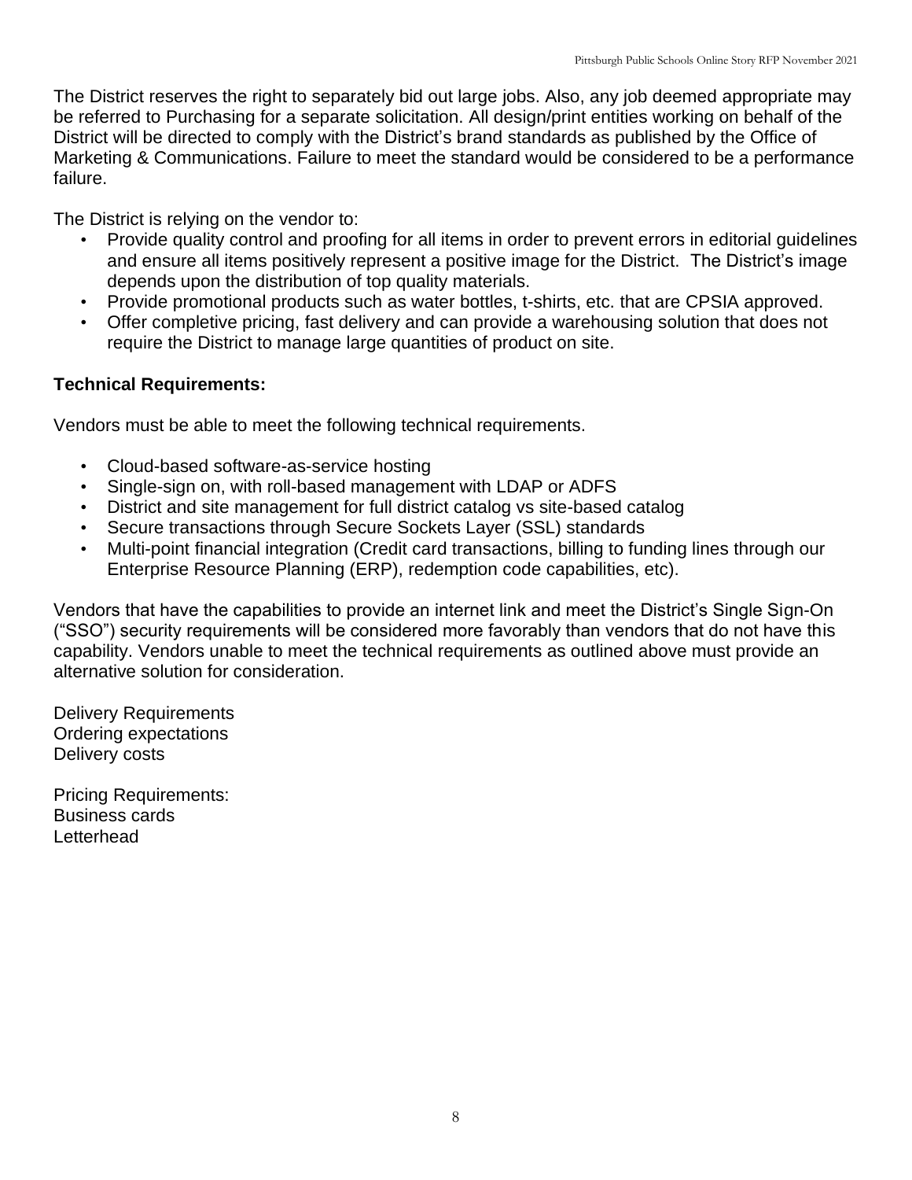The District reserves the right to separately bid out large jobs. Also, any job deemed appropriate may be referred to Purchasing for a separate solicitation. All design/print entities working on behalf of the District will be directed to comply with the District's brand standards as published by the Office of Marketing & Communications. Failure to meet the standard would be considered to be a performance failure.

The District is relying on the vendor to:

- Provide quality control and proofing for all items in order to prevent errors in editorial guidelines and ensure all items positively represent a positive image for the District. The District's image depends upon the distribution of top quality materials.
- Provide promotional products such as water bottles, t-shirts, etc. that are CPSIA approved.
- Offer completive pricing, fast delivery and can provide a warehousing solution that does not require the District to manage large quantities of product on site.

**Technical Requirements:**

Vendors must be able to meet the following technical requirements.

- Cloud-based software-as-service hosting
- Single-sign on, with roll-based management with LDAP or ADFS
- District and site management for full district catalog vs site-based catalog
- Secure transactions through Secure Sockets Layer (SSL) standards
- Multi-point financial integration (Credit card transactions, billing to funding lines through our Enterprise Resource Planning (ERP), redemption code capabilities, etc).

Vendors that have the capabilities to provide an internet link and meet the District's Single Sign-On ("SSO") security requirements will be considered more favorably than vendors that do not have this capability. Vendors unable to meet the technical requirements as outlined above must provide an alternative solution for consideration.

Delivery Requirements
Ordering expectations
Delivery costs

Pricing Requirements:
Business cards
Letterhead